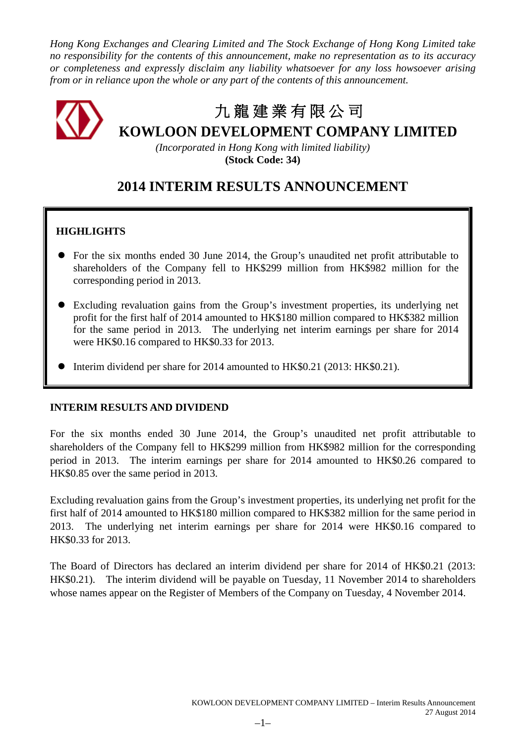*Hong Kong Exchanges and Clearing Limited and The Stock Exchange of Hong Kong Limited take no responsibility for the contents of this announcement, make no representation as to its accuracy or completeness and expressly disclaim any liability whatsoever for any loss howsoever arising from or in reliance upon the whole or any part of the contents of this announcement.*

# 九龍建業有限公司
# KOWLOON DEVELOPMENT COMPANY LIMITED

*(Incorporated in Hong Kong with limited liability)*
**(Stock Code: 34)**

## 2014 INTERIM RESULTS ANNOUNCEMENT

**HIGHLIGHTS**

- For the six months ended 30 June 2014, the Group's unaudited net profit attributable to shareholders of the Company fell to HK$299 million from HK$982 million for the corresponding period in 2013.
- Excluding revaluation gains from the Group's investment properties, its underlying net profit for the first half of 2014 amounted to HK$180 million compared to HK$382 million for the same period in 2013. The underlying net interim earnings per share for 2014 were HK$0.16 compared to HK$0.33 for 2013.
- Interim dividend per share for 2014 amounted to HK$0.21 (2013: HK$0.21).

**INTERIM RESULTS AND DIVIDEND**

For the six months ended 30 June 2014, the Group's unaudited net profit attributable to shareholders of the Company fell to HK$299 million from HK$982 million for the corresponding period in 2013. The interim earnings per share for 2014 amounted to HK$0.26 compared to HK$0.85 over the same period in 2013.

Excluding revaluation gains from the Group's investment properties, its underlying net profit for the first half of 2014 amounted to HK$180 million compared to HK$382 million for the same period in 2013. The underlying net interim earnings per share for 2014 were HK$0.16 compared to HK$0.33 for 2013.

The Board of Directors has declared an interim dividend per share for 2014 of HK$0.21 (2013: HK$0.21). The interim dividend will be payable on Tuesday, 11 November 2014 to shareholders whose names appear on the Register of Members of the Company on Tuesday, 4 November 2014.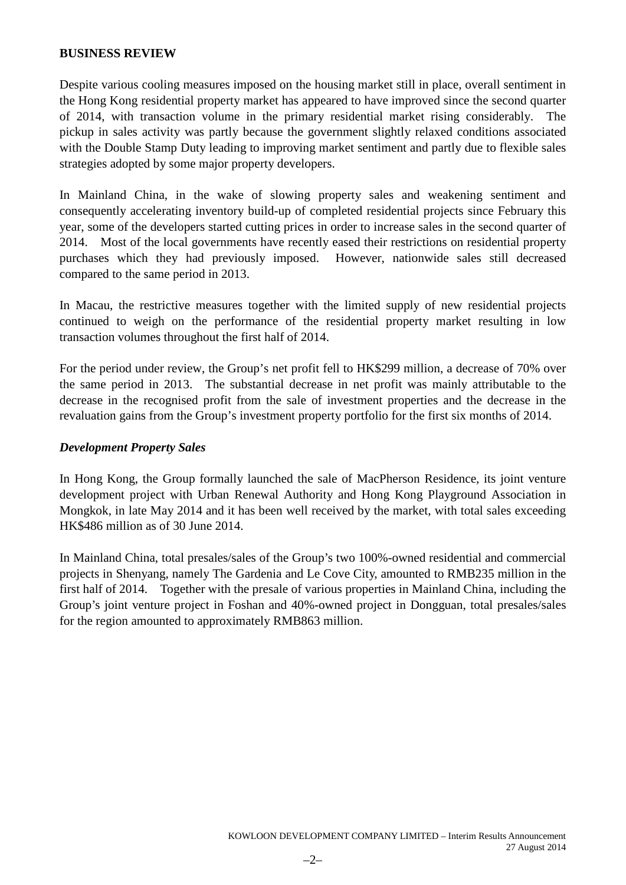**BUSINESS REVIEW**

Despite various cooling measures imposed on the housing market still in place, overall sentiment in the Hong Kong residential property market has appeared to have improved since the second quarter of 2014, with transaction volume in the primary residential market rising considerably. The pickup in sales activity was partly because the government slightly relaxed conditions associated with the Double Stamp Duty leading to improving market sentiment and partly due to flexible sales strategies adopted by some major property developers.

In Mainland China, in the wake of slowing property sales and weakening sentiment and consequently accelerating inventory build-up of completed residential projects since February this year, some of the developers started cutting prices in order to increase sales in the second quarter of 2014. Most of the local governments have recently eased their restrictions on residential property purchases which they had previously imposed. However, nationwide sales still decreased compared to the same period in 2013.

In Macau, the restrictive measures together with the limited supply of new residential projects continued to weigh on the performance of the residential property market resulting in low transaction volumes throughout the first half of 2014.

For the period under review, the Group's net profit fell to HK$299 million, a decrease of 70% over the same period in 2013. The substantial decrease in net profit was mainly attributable to the decrease in the recognised profit from the sale of investment properties and the decrease in the revaluation gains from the Group's investment property portfolio for the first six months of 2014.

***Development Property Sales***

In Hong Kong, the Group formally launched the sale of MacPherson Residence, its joint venture development project with Urban Renewal Authority and Hong Kong Playground Association in Mongkok, in late May 2014 and it has been well received by the market, with total sales exceeding HK$486 million as of 30 June 2014.

In Mainland China, total presales/sales of the Group's two 100%-owned residential and commercial projects in Shenyang, namely The Gardenia and Le Cove City, amounted to RMB235 million in the first half of 2014. Together with the presale of various properties in Mainland China, including the Group's joint venture project in Foshan and 40%-owned project in Dongguan, total presales/sales for the region amounted to approximately RMB863 million.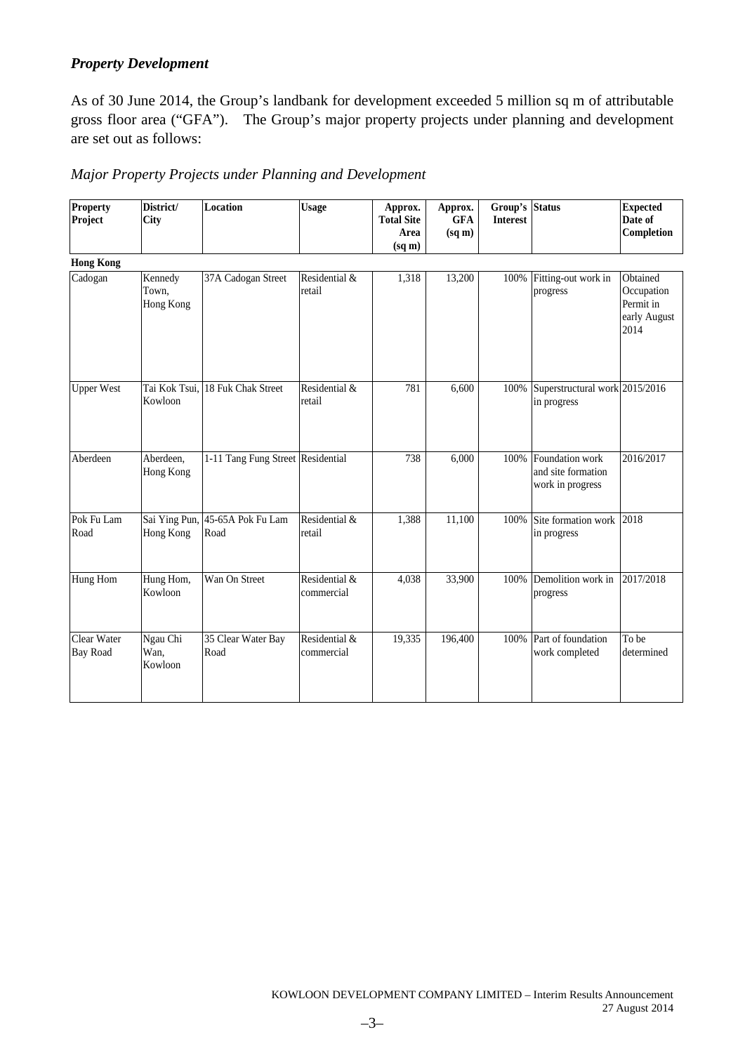### *Property Development*

As of 30 June 2014, the Group's landbank for development exceeded 5 million sq m of attributable gross floor area ("GFA"). The Group's major property projects under planning and development are set out as follows:

*Major Property Projects under Planning and Development*

| Property Project | District/ City | Location | Usage | Approx. Total Site Area (sq m) | Approx. GFA (sq m) | Group's Interest | Status | Expected Date of Completion |
|---|---|---|---|---|---|---|---|---|
| **Hong Kong** | | | | | | | | |
| Cadogan | Kennedy Town, Hong Kong | 37A Cadogan Street | Residential & retail | 1,318 | 13,200 | 100% | Fitting-out work in progress | Obtained Occupation Permit in early August 2014 |
| Upper West | Tai Kok Tsui, Kowloon | 18 Fuk Chak Street | Residential & retail | 781 | 6,600 | 100% | Superstructural work in progress | 2015/2016 |
| Aberdeen | Aberdeen, Hong Kong | 1-11 Tang Fung Street | Residential | 738 | 6,000 | 100% | Foundation work and site formation work in progress | 2016/2017 |
| Pok Fu Lam Road | Sai Ying Pun, Hong Kong | 45-65A Pok Fu Lam Road | Residential & retail | 1,388 | 11,100 | 100% | Site formation work in progress | 2018 |
| Hung Hom | Hung Hom, Kowloon | Wan On Street | Residential & commercial | 4,038 | 33,900 | 100% | Demolition work in progress | 2017/2018 |
| Clear Water Bay Road | Ngau Chi Wan, Kowloon | 35 Clear Water Bay Road | Residential & commercial | 19,335 | 196,400 | 100% | Part of foundation work completed | To be determined |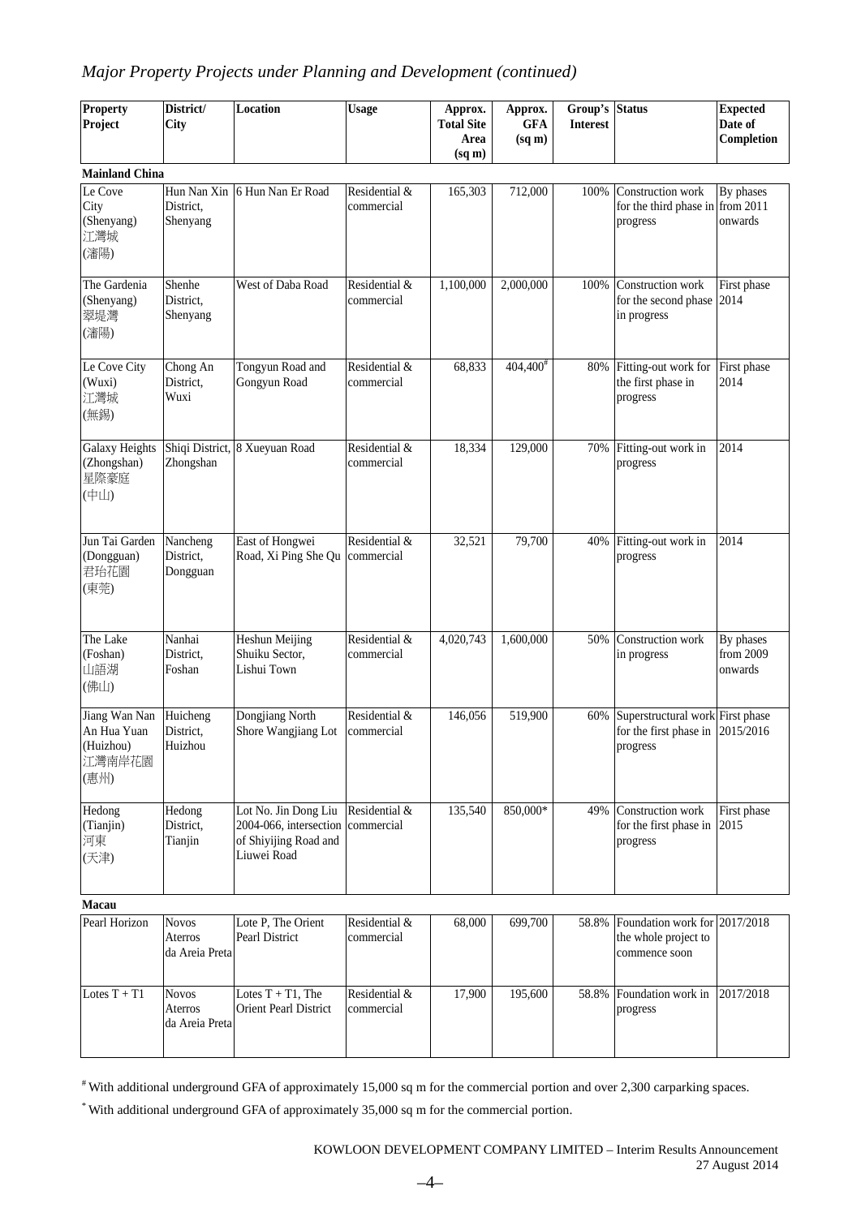## *Major Property Projects under Planning and Development (continued)*

| Property Project | District/ City | Location | Usage | Approx. Total Site Area (sq m) | Approx. GFA (sq m) | Group's Interest | Status | Expected Date of Completion |
|---|---|---|---|---|---|---|---|---|
| **Mainland China** | | | | | | | | |
| Le Cove City (Shenyang) 江灣城 (瀋陽) | Hun Nan Xin District, Shenyang | 6 Hun Nan Er Road | Residential & commercial | 165,303 | 712,000 | 100% | Construction work for the third phase in progress | By phases from 2011 onwards |
| The Gardenia (Shenyang) 翠堤灣 (瀋陽) | Shenhe District, Shenyang | West of Daba Road | Residential & commercial | 1,100,000 | 2,000,000 | 100% | Construction work for the second phase in progress | First phase 2014 |
| Le Cove City (Wuxi) 江灣城 (無錫) | Chong An District, Wuxi | Tongyun Road and Gongyun Road | Residential & commercial | 68,833 | 404,400# | 80% | Fitting-out work for the first phase in progress | First phase 2014 |
| Galaxy Heights (Zhongshan) 星際豪庭 (中山) | Shiqi District, Zhongshan | 8 Xueyuan Road | Residential & commercial | 18,334 | 129,000 | 70% | Fitting-out work in progress | 2014 |
| Jun Tai Garden (Dongguan) 君珆花園 (東莞) | Nancheng District, Dongguan | East of Hongwei Road, Xi Ping She Qu | Residential & commercial | 32,521 | 79,700 | 40% | Fitting-out work in progress | 2014 |
| The Lake (Foshan) 山語湖 (佛山) | Nanhai District, Foshan | Heshun Meijing Shuiku Sector, Lishui Town | Residential & commercial | 4,020,743 | 1,600,000 | 50% | Construction work in progress | By phases from 2009 onwards |
| Jiang Wan Nan An Hua Yuan (Huizhou) 江灣南岸花園 (惠州) | Huicheng District, Huizhou | Dongjiang North Shore Wangjiang Lot | Residential & commercial | 146,056 | 519,900 | 60% | Superstructural work for the first phase in progress | First phase 2015/2016 |
| Hedong (Tianjin) 河東 (天津) | Hedong District, Tianjin | Lot No. Jin Dong Liu 2004-066, intersection of Shiyijing Road and Liuwei Road | Residential & commercial | 135,540 | 850,000* | 49% | Construction work for the first phase in progress | First phase 2015 |
| **Macau** | | | | | | | | |
| Pearl Horizon | Novos Aterros da Areia Preta | Lote P, The Orient Pearl District | Residential & commercial | 68,000 | 699,700 | 58.8% | Foundation work for the whole project to commence soon | 2017/2018 |
| Lotes T + T1 | Novos Aterros da Areia Preta | Lotes T + T1, The Orient Pearl District | Residential & commercial | 17,900 | 195,600 | 58.8% | Foundation work in progress | 2017/2018 |

# With additional underground GFA of approximately 15,000 sq m for the commercial portion and over 2,300 carparking spaces.

* With additional underground GFA of approximately 35,000 sq m for the commercial portion.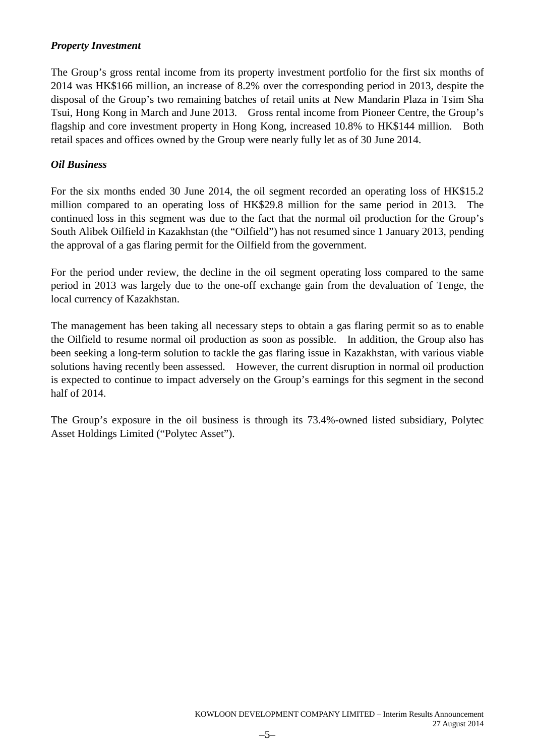***Property Investment***

The Group's gross rental income from its property investment portfolio for the first six months of 2014 was HK$166 million, an increase of 8.2% over the corresponding period in 2013, despite the disposal of the Group's two remaining batches of retail units at New Mandarin Plaza in Tsim Sha Tsui, Hong Kong in March and June 2013. Gross rental income from Pioneer Centre, the Group's flagship and core investment property in Hong Kong, increased 10.8% to HK$144 million. Both retail spaces and offices owned by the Group were nearly fully let as of 30 June 2014.

***Oil Business***

For the six months ended 30 June 2014, the oil segment recorded an operating loss of HK$15.2 million compared to an operating loss of HK$29.8 million for the same period in 2013. The continued loss in this segment was due to the fact that the normal oil production for the Group's South Alibek Oilfield in Kazakhstan (the "Oilfield") has not resumed since 1 January 2013, pending the approval of a gas flaring permit for the Oilfield from the government.

For the period under review, the decline in the oil segment operating loss compared to the same period in 2013 was largely due to the one-off exchange gain from the devaluation of Tenge, the local currency of Kazakhstan.

The management has been taking all necessary steps to obtain a gas flaring permit so as to enable the Oilfield to resume normal oil production as soon as possible. In addition, the Group also has been seeking a long-term solution to tackle the gas flaring issue in Kazakhstan, with various viable solutions having recently been assessed. However, the current disruption in normal oil production is expected to continue to impact adversely on the Group's earnings for this segment in the second half of 2014.

The Group's exposure in the oil business is through its 73.4%-owned listed subsidiary, Polytec Asset Holdings Limited ("Polytec Asset").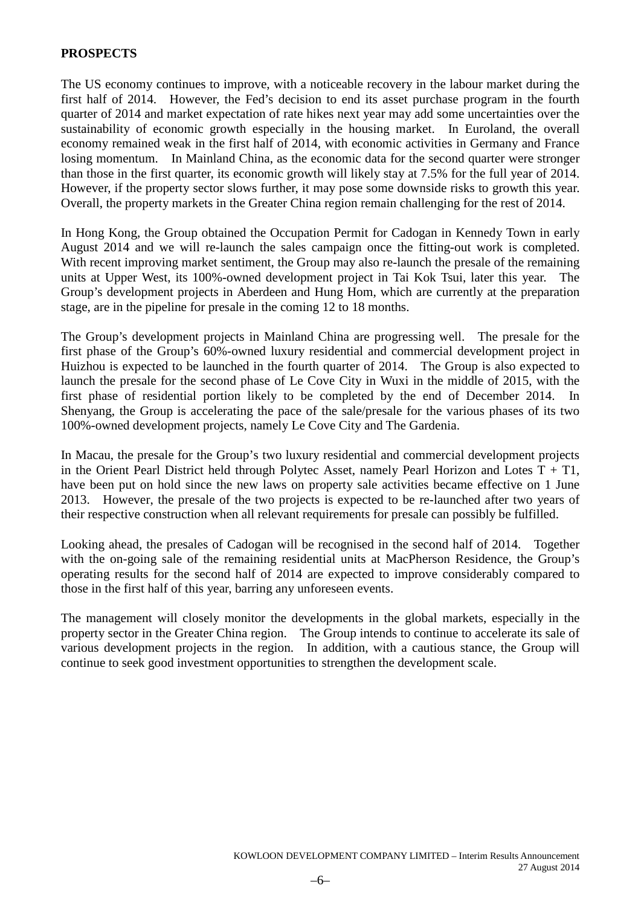**PROSPECTS**

The US economy continues to improve, with a noticeable recovery in the labour market during the first half of 2014. However, the Fed's decision to end its asset purchase program in the fourth quarter of 2014 and market expectation of rate hikes next year may add some uncertainties over the sustainability of economic growth especially in the housing market. In Euroland, the overall economy remained weak in the first half of 2014, with economic activities in Germany and France losing momentum. In Mainland China, as the economic data for the second quarter were stronger than those in the first quarter, its economic growth will likely stay at 7.5% for the full year of 2014. However, if the property sector slows further, it may pose some downside risks to growth this year. Overall, the property markets in the Greater China region remain challenging for the rest of 2014.

In Hong Kong, the Group obtained the Occupation Permit for Cadogan in Kennedy Town in early August 2014 and we will re-launch the sales campaign once the fitting-out work is completed. With recent improving market sentiment, the Group may also re-launch the presale of the remaining units at Upper West, its 100%-owned development project in Tai Kok Tsui, later this year. The Group's development projects in Aberdeen and Hung Hom, which are currently at the preparation stage, are in the pipeline for presale in the coming 12 to 18 months.

The Group's development projects in Mainland China are progressing well. The presale for the first phase of the Group's 60%-owned luxury residential and commercial development project in Huizhou is expected to be launched in the fourth quarter of 2014. The Group is also expected to launch the presale for the second phase of Le Cove City in Wuxi in the middle of 2015, with the first phase of residential portion likely to be completed by the end of December 2014. In Shenyang, the Group is accelerating the pace of the sale/presale for the various phases of its two 100%-owned development projects, namely Le Cove City and The Gardenia.

In Macau, the presale for the Group's two luxury residential and commercial development projects in the Orient Pearl District held through Polytec Asset, namely Pearl Horizon and Lotes T + T1, have been put on hold since the new laws on property sale activities became effective on 1 June 2013. However, the presale of the two projects is expected to be re-launched after two years of their respective construction when all relevant requirements for presale can possibly be fulfilled.

Looking ahead, the presales of Cadogan will be recognised in the second half of 2014. Together with the on-going sale of the remaining residential units at MacPherson Residence, the Group's operating results for the second half of 2014 are expected to improve considerably compared to those in the first half of this year, barring any unforeseen events.

The management will closely monitor the developments in the global markets, especially in the property sector in the Greater China region. The Group intends to continue to accelerate its sale of various development projects in the region. In addition, with a cautious stance, the Group will continue to seek good investment opportunities to strengthen the development scale.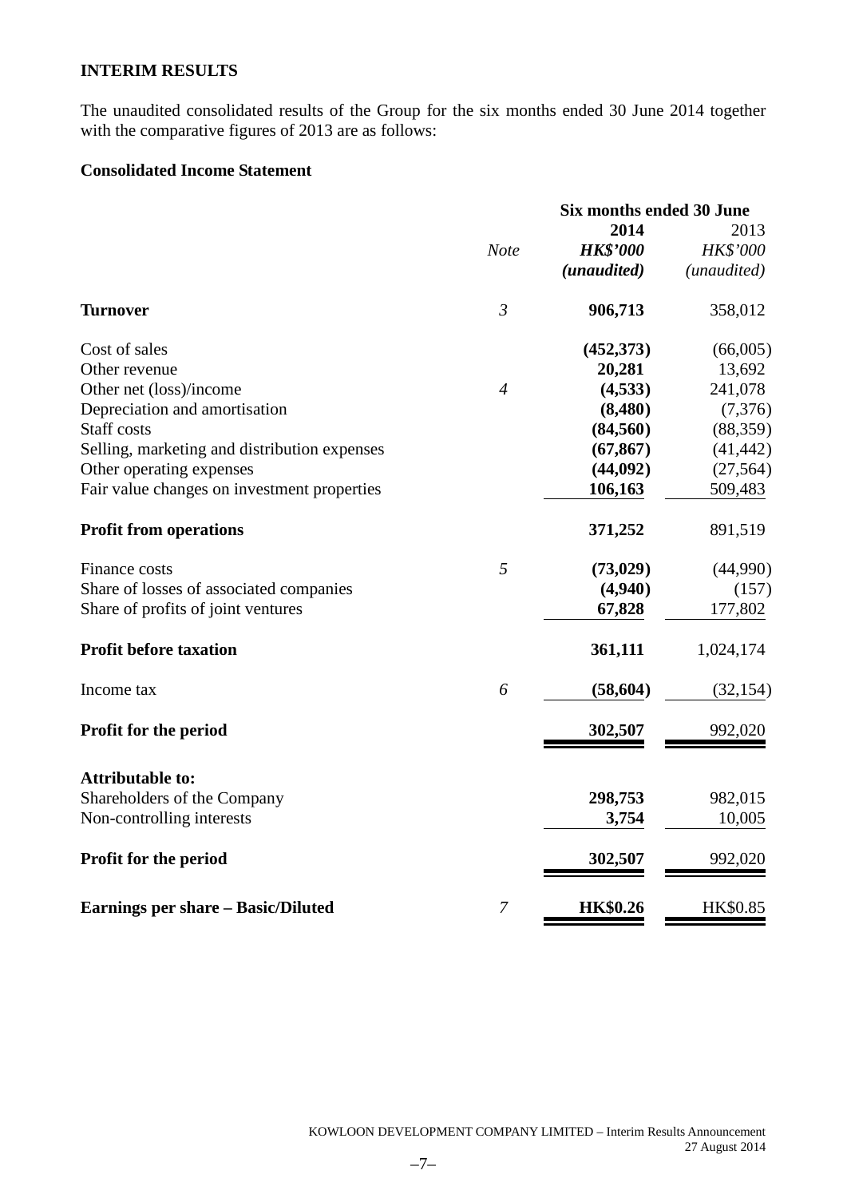## INTERIM RESULTS

The unaudited consolidated results of the Group for the six months ended 30 June 2014 together with the comparative figures of 2013 are as follows:

### Consolidated Income Statement

| | | Six months ended 30 June | |
|---|---|---|---|
| | | **2014** | 2013 |
| | *Note* | ***HK$'000*** | *HK$'000* |
| | | ***(unaudited)*** | *(unaudited)* |
| **Turnover** | *3* | **906,713** | 358,012 |
| Cost of sales | | **(452,373)** | (66,005) |
| Other revenue | | **20,281** | 13,692 |
| Other net (loss)/income | *4* | **(4,533)** | 241,078 |
| Depreciation and amortisation | | **(8,480)** | (7,376) |
| Staff costs | | **(84,560)** | (88,359) |
| Selling, marketing and distribution expenses | | **(67,867)** | (41,442) |
| Other operating expenses | | **(44,092)** | (27,564) |
| Fair value changes on investment properties | | **106,163** | 509,483 |
| **Profit from operations** | | **371,252** | 891,519 |
| Finance costs | *5* | **(73,029)** | (44,990) |
| Share of losses of associated companies | | **(4,940)** | (157) |
| Share of profits of joint ventures | | **67,828** | 177,802 |
| **Profit before taxation** | | **361,111** | 1,024,174 |
| Income tax | *6* | **(58,604)** | (32,154) |
| **Profit for the period** | | **302,507** | 992,020 |
| **Attributable to:** | | | |
| Shareholders of the Company | | **298,753** | 982,015 |
| Non-controlling interests | | **3,754** | 10,005 |
| **Profit for the period** | | **302,507** | 992,020 |
| **Earnings per share – Basic/Diluted** | *7* | **HK$0.26** | HK$0.85 |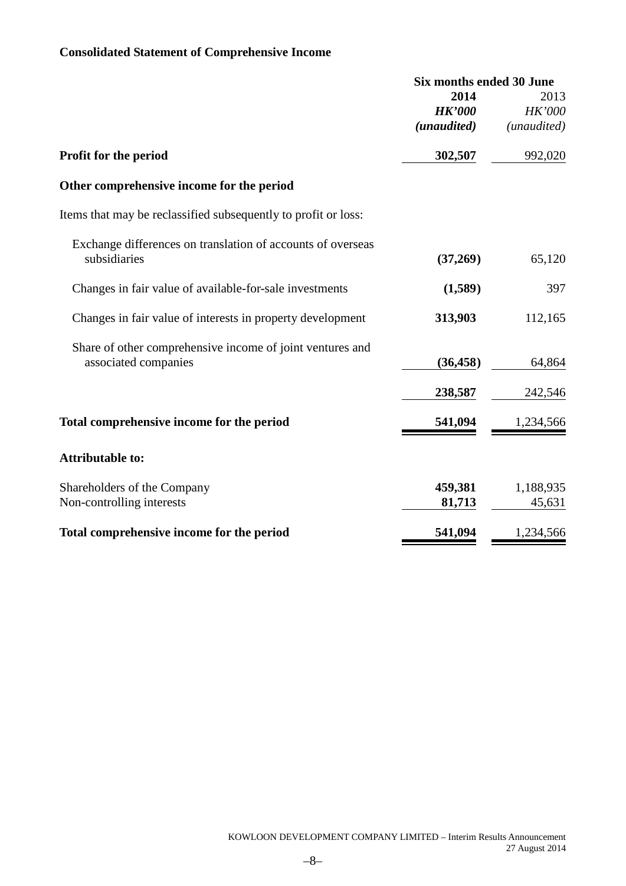## Consolidated Statement of Comprehensive Income

| | Six months ended 30 June | |
|---|---|---|
| | **2014** | 2013 |
| | ***HK'000*** | *HK'000* |
| | ***(unaudited)*** | *(unaudited)* |
| **Profit for the period** | **302,507** | 992,020 |
| **Other comprehensive income for the period** | | |
| Items that may be reclassified subsequently to profit or loss: | | |
| Exchange differences on translation of accounts of overseas subsidiaries | **(37,269)** | 65,120 |
| Changes in fair value of available-for-sale investments | **(1,589)** | 397 |
| Changes in fair value of interests in property development | **313,903** | 112,165 |
| Share of other comprehensive income of joint ventures and associated companies | **(36,458)** | 64,864 |
| | **238,587** | 242,546 |
| **Total comprehensive income for the period** | **541,094** | 1,234,566 |
| **Attributable to:** | | |
| Shareholders of the Company | **459,381** | 1,188,935 |
| Non-controlling interests | **81,713** | 45,631 |
| **Total comprehensive income for the period** | **541,094** | 1,234,566 |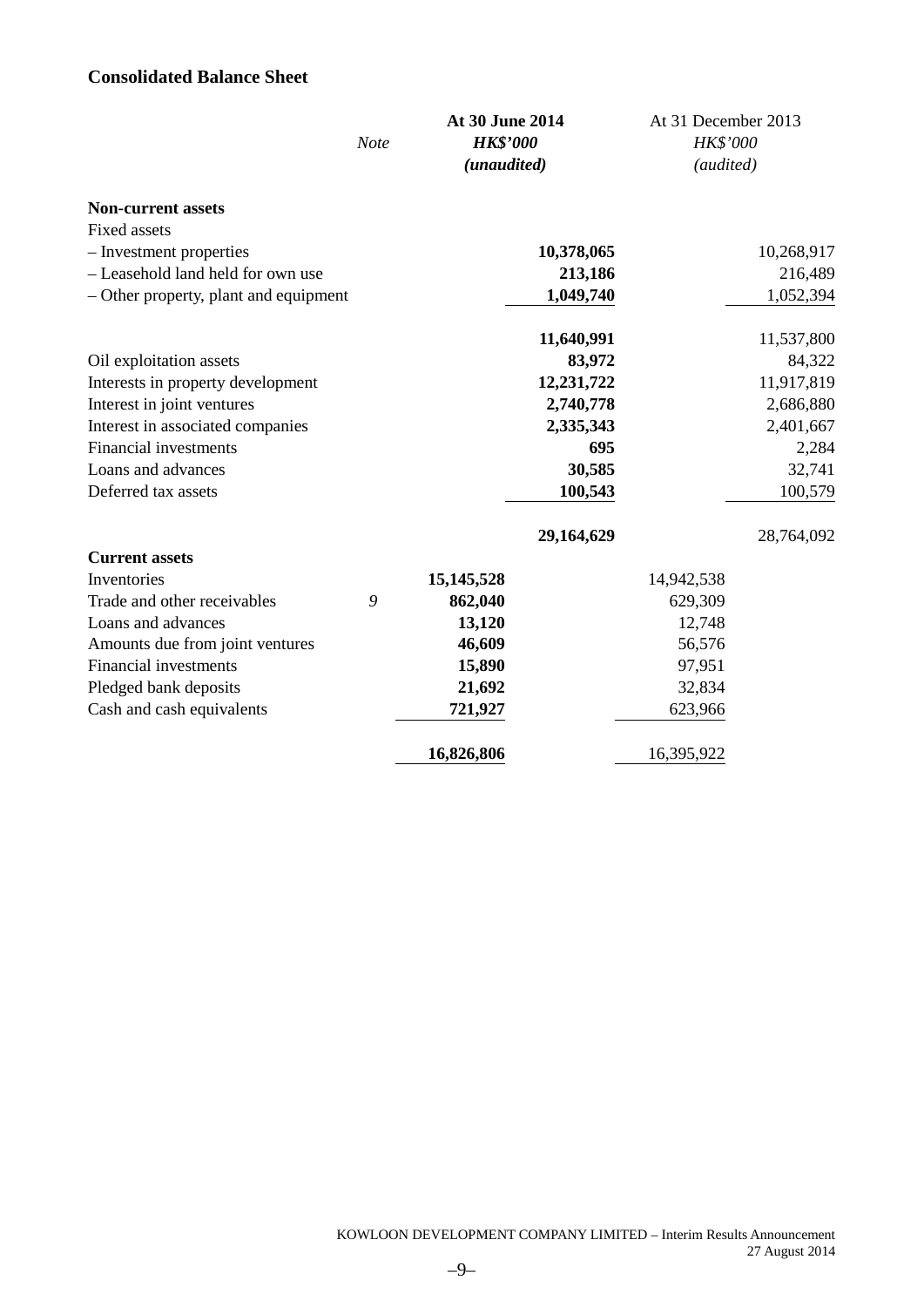## Consolidated Balance Sheet

| | *Note* | **At 30 June 2014** *HK$'000* *(unaudited)* | | At 31 December 2013 *HK$'000* *(audited)* | |
|---|---|---|---|---|---|
| **Non-current assets** | | | | | |
| Fixed assets | | | | | |
| – Investment properties | | | **10,378,065** | | 10,268,917 |
| – Leasehold land held for own use | | | **213,186** | | 216,489 |
| – Other property, plant and equipment | | | **1,049,740** | | 1,052,394 |
| | | | **11,640,991** | | 11,537,800 |
| Oil exploitation assets | | | **83,972** | | 84,322 |
| Interests in property development | | | **12,231,722** | | 11,917,819 |
| Interest in joint ventures | | | **2,740,778** | | 2,686,880 |
| Interest in associated companies | | | **2,335,343** | | 2,401,667 |
| Financial investments | | | **695** | | 2,284 |
| Loans and advances | | | **30,585** | | 32,741 |
| Deferred tax assets | | | **100,543** | | 100,579 |
| | | | **29,164,629** | | 28,764,092 |
| **Current assets** | | | | | |
| Inventories | | **15,145,528** | | 14,942,538 | |
| Trade and other receivables | *9* | **862,040** | | 629,309 | |
| Loans and advances | | **13,120** | | 12,748 | |
| Amounts due from joint ventures | | **46,609** | | 56,576 | |
| Financial investments | | **15,890** | | 97,951 | |
| Pledged bank deposits | | **21,692** | | 32,834 | |
| Cash and cash equivalents | | **721,927** | | 623,966 | |
| | | **16,826,806** | | 16,395,922 | |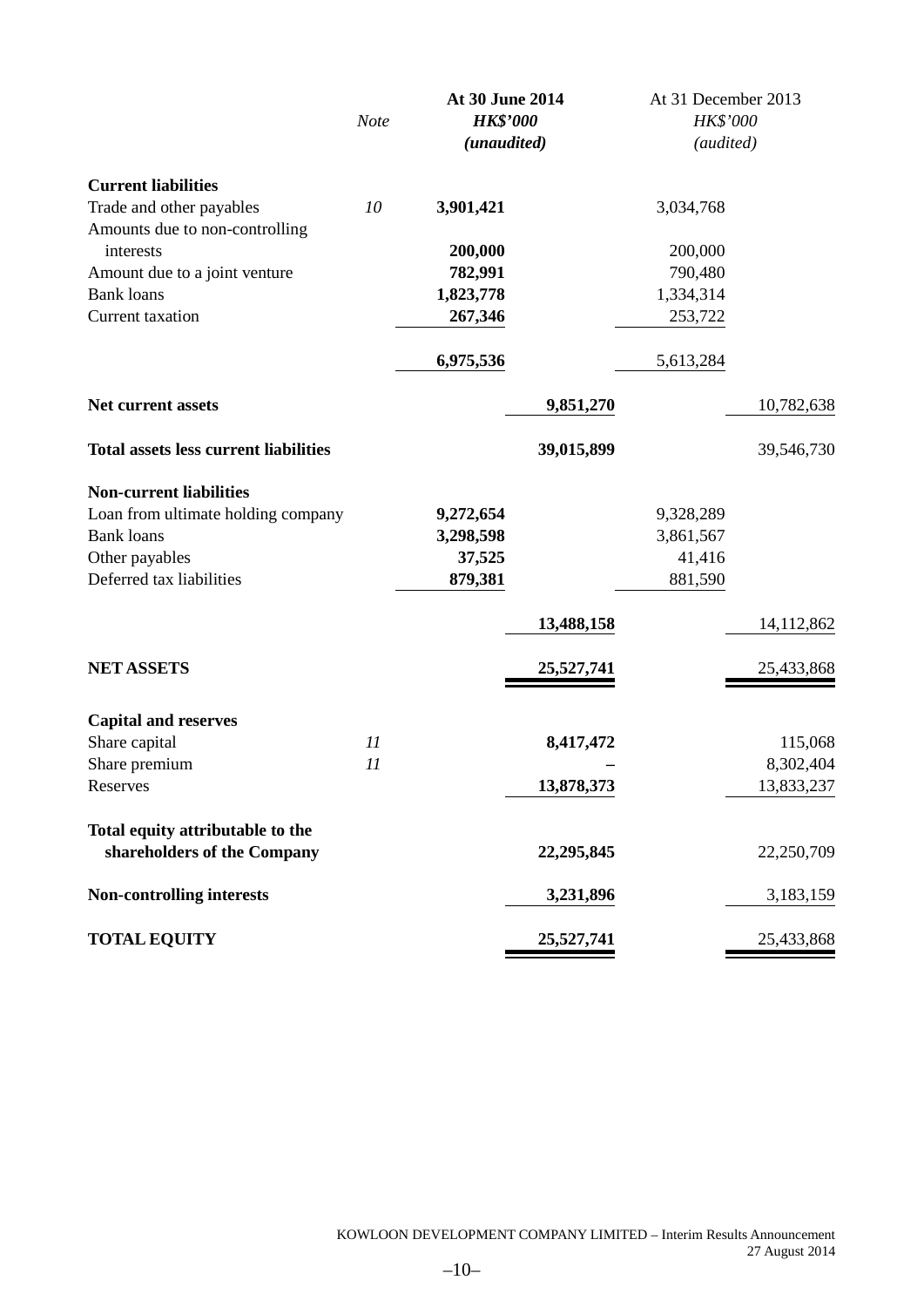| | Note | At 30 June 2014 *HK$'000* *(unaudited)* | | At 31 December 2013 *HK$'000* *(audited)* | |
|---|---|---|---|---|---|
| **Current liabilities** | | | | | |
| Trade and other payables | *10* | **3,901,421** | | 3,034,768 | |
| Amounts due to non-controlling interests | | **200,000** | | 200,000 | |
| Amount due to a joint venture | | **782,991** | | 790,480 | |
| Bank loans | | **1,823,778** | | 1,334,314 | |
| Current taxation | | **267,346** | | 253,722 | |
| | | **6,975,536** | | 5,613,284 | |
| **Net current assets** | | | **9,851,270** | | 10,782,638 |
| **Total assets less current liabilities** | | | **39,015,899** | | 39,546,730 |
| **Non-current liabilities** | | | | | |
| Loan from ultimate holding company | | **9,272,654** | | 9,328,289 | |
| Bank loans | | **3,298,598** | | 3,861,567 | |
| Other payables | | **37,525** | | 41,416 | |
| Deferred tax liabilities | | **879,381** | | 881,590 | |
| | | | **13,488,158** | | 14,112,862 |
| **NET ASSETS** | | | **25,527,741** | | 25,433,868 |
| **Capital and reserves** | | | | | |
| Share capital | *11* | | **8,417,472** | | 115,068 |
| Share premium | *11* | | **–** | | 8,302,404 |
| Reserves | | | **13,878,373** | | 13,833,237 |
| **Total equity attributable to the shareholders of the Company** | | | **22,295,845** | | 22,250,709 |
| **Non-controlling interests** | | | **3,231,896** | | 3,183,159 |
| **TOTAL EQUITY** | | | **25,527,741** | | 25,433,868 |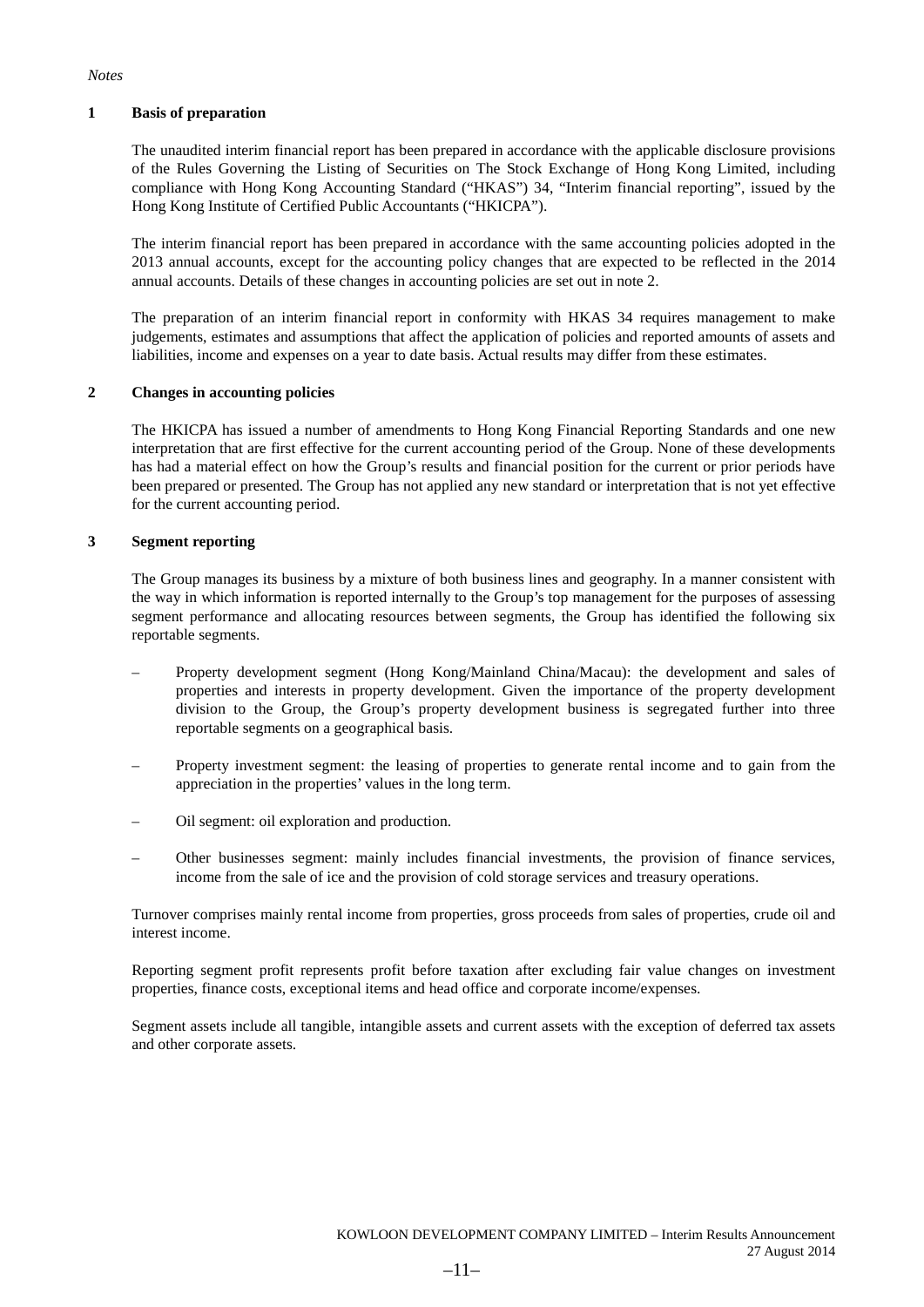*Notes*

## 1 Basis of preparation

The unaudited interim financial report has been prepared in accordance with the applicable disclosure provisions of the Rules Governing the Listing of Securities on The Stock Exchange of Hong Kong Limited, including compliance with Hong Kong Accounting Standard ("HKAS") 34, "Interim financial reporting", issued by the Hong Kong Institute of Certified Public Accountants ("HKICPA").

The interim financial report has been prepared in accordance with the same accounting policies adopted in the 2013 annual accounts, except for the accounting policy changes that are expected to be reflected in the 2014 annual accounts. Details of these changes in accounting policies are set out in note 2.

The preparation of an interim financial report in conformity with HKAS 34 requires management to make judgements, estimates and assumptions that affect the application of policies and reported amounts of assets and liabilities, income and expenses on a year to date basis. Actual results may differ from these estimates.

## 2 Changes in accounting policies

The HKICPA has issued a number of amendments to Hong Kong Financial Reporting Standards and one new interpretation that are first effective for the current accounting period of the Group. None of these developments has had a material effect on how the Group's results and financial position for the current or prior periods have been prepared or presented. The Group has not applied any new standard or interpretation that is not yet effective for the current accounting period.

## 3 Segment reporting

The Group manages its business by a mixture of both business lines and geography. In a manner consistent with the way in which information is reported internally to the Group's top management for the purposes of assessing segment performance and allocating resources between segments, the Group has identified the following six reportable segments.

- Property development segment (Hong Kong/Mainland China/Macau): the development and sales of properties and interests in property development. Given the importance of the property development division to the Group, the Group's property development business is segregated further into three reportable segments on a geographical basis.
- Property investment segment: the leasing of properties to generate rental income and to gain from the appreciation in the properties' values in the long term.
- Oil segment: oil exploration and production.
- Other businesses segment: mainly includes financial investments, the provision of finance services, income from the sale of ice and the provision of cold storage services and treasury operations.

Turnover comprises mainly rental income from properties, gross proceeds from sales of properties, crude oil and interest income.

Reporting segment profit represents profit before taxation after excluding fair value changes on investment properties, finance costs, exceptional items and head office and corporate income/expenses.

Segment assets include all tangible, intangible assets and current assets with the exception of deferred tax assets and other corporate assets.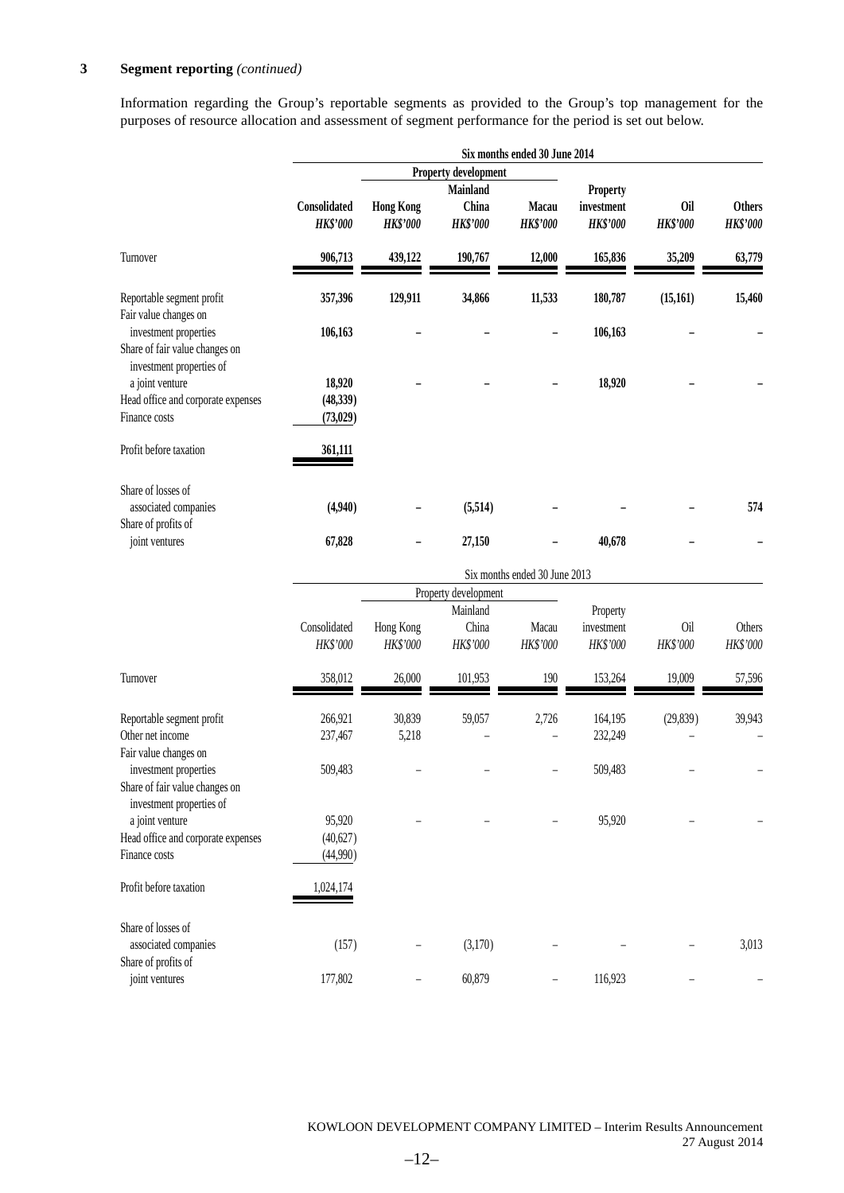## 3 Segment reporting *(continued)*

Information regarding the Group's reportable segments as provided to the Group's top management for the purposes of resource allocation and assessment of segment performance for the period is set out below.

| | **Six months ended 30 June 2014** | | | | | | |
|---|---|---|---|---|---|---|---|
| | | **Property development** | | | | | |
| | **Consolidated** | **Hong Kong** | **Mainland China** | **Macau** | **Property investment** | **Oil** | **Others** |
| | ***HK$'000*** | ***HK$'000*** | ***HK$'000*** | ***HK$'000*** | ***HK$'000*** | ***HK$'000*** | ***HK$'000*** |
| Turnover | **906,713** | **439,122** | **190,767** | **12,000** | **165,836** | **35,209** | **63,779** |
| Reportable segment profit | **357,396** | **129,911** | **34,866** | **11,533** | **180,787** | **(15,161)** | **15,460** |
| Fair value changes on investment properties | **106,163** | **–** | **–** | **–** | **106,163** | **–** | **–** |
| Share of fair value changes on investment properties of a joint venture | **18,920** | **–** | **–** | **–** | **18,920** | **–** | **–** |
| Head office and corporate expenses | **(48,339)** | | | | | | |
| Finance costs | **(73,029)** | | | | | | |
| Profit before taxation | **361,111** | | | | | | |
| Share of losses of associated companies | **(4,940)** | **–** | **(5,514)** | **–** | **–** | **–** | **574** |
| Share of profits of joint ventures | **67,828** | **–** | **27,150** | **–** | **40,678** | **–** | **–** |

| | Six months ended 30 June 2013 | | | | | | |
|---|---|---|---|---|---|---|---|
| | | Property development | | | | | |
| | Consolidated | Hong Kong | Mainland China | Macau | Property investment | Oil | Others |
| | *HK$'000* | *HK$'000* | *HK$'000* | *HK$'000* | *HK$'000* | *HK$'000* | *HK$'000* |
| Turnover | 358,012 | 26,000 | 101,953 | 190 | 153,264 | 19,009 | 57,596 |
| Reportable segment profit | 266,921 | 30,839 | 59,057 | 2,726 | 164,195 | (29,839) | 39,943 |
| Other net income | 237,467 | 5,218 | – | – | 232,249 | – | – |
| Fair value changes on investment properties | 509,483 | – | – | – | 509,483 | – | – |
| Share of fair value changes on investment properties of a joint venture | 95,920 | – | – | – | 95,920 | – | – |
| Head office and corporate expenses | (40,627) | | | | | | |
| Finance costs | (44,990) | | | | | | |
| Profit before taxation | 1,024,174 | | | | | | |
| Share of losses of associated companies | (157) | – | (3,170) | – | – | – | 3,013 |
| Share of profits of joint ventures | 177,802 | – | 60,879 | – | 116,923 | – | – |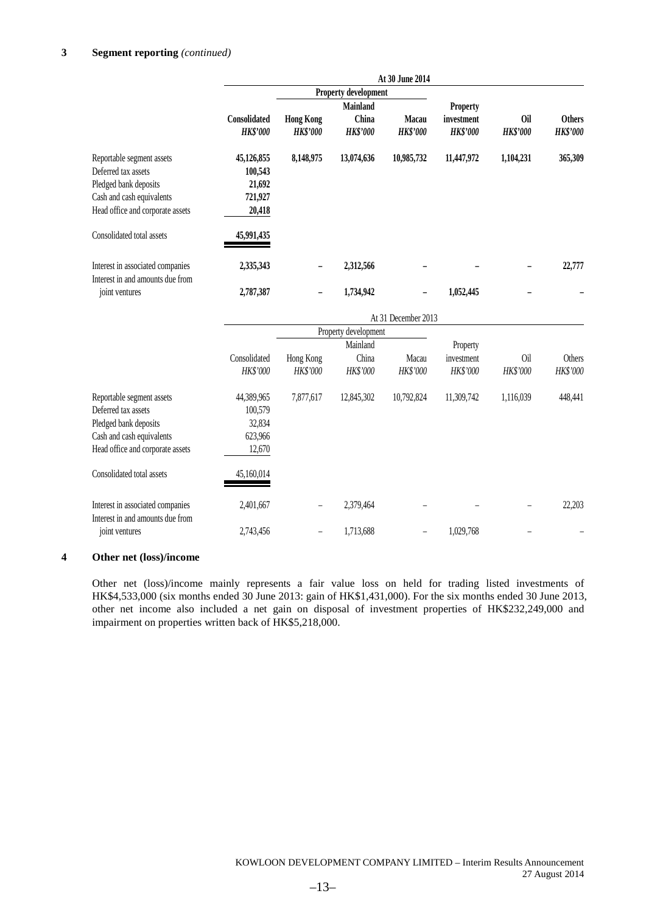### 3 Segment reporting *(continued)*

| | At 30 June 2014 | | | | | | |
|---|---|---|---|---|---|---|---|
| | | Property development | | | | | |
| | **Consolidated** | **Hong Kong** | **Mainland China** | **Macau** | **Property investment** | **Oil** | **Others** |
| | ***HK$'000*** | ***HK$'000*** | ***HK$'000*** | ***HK$'000*** | ***HK$'000*** | ***HK$'000*** | ***HK$'000*** |
| Reportable segment assets | **45,126,855** | **8,148,975** | **13,074,636** | **10,985,732** | **11,447,972** | **1,104,231** | **365,309** |
| Deferred tax assets | **100,543** | | | | | | |
| Pledged bank deposits | **21,692** | | | | | | |
| Cash and cash equivalents | **721,927** | | | | | | |
| Head office and corporate assets | **20,418** | | | | | | |
| Consolidated total assets | **45,991,435** | | | | | | |
| Interest in associated companies | **2,335,343** | **–** | **2,312,566** | **–** | **–** | **–** | **22,777** |
| Interest in and amounts due from joint ventures | **2,787,387** | **–** | **1,734,942** | **–** | **1,052,445** | **–** | **–** |

| | At 31 December 2013 | | | | | | |
|---|---|---|---|---|---|---|---|
| | | Property development | | | | | |
| | Consolidated | Hong Kong | Mainland China | Macau | Property investment | Oil | Others |
| | *HK$'000* | *HK$'000* | *HK$'000* | *HK$'000* | *HK$'000* | *HK$'000* | *HK$'000* |
| Reportable segment assets | 44,389,965 | 7,877,617 | 12,845,302 | 10,792,824 | 11,309,742 | 1,116,039 | 448,441 |
| Deferred tax assets | 100,579 | | | | | | |
| Pledged bank deposits | 32,834 | | | | | | |
| Cash and cash equivalents | 623,966 | | | | | | |
| Head office and corporate assets | 12,670 | | | | | | |
| Consolidated total assets | 45,160,014 | | | | | | |
| Interest in associated companies | 2,401,667 | – | 2,379,464 | – | – | – | 22,203 |
| Interest in and amounts due from joint ventures | 2,743,456 | – | 1,713,688 | – | 1,029,768 | – | – |

### 4 Other net (loss)/income

Other net (loss)/income mainly represents a fair value loss on held for trading listed investments of HK$4,533,000 (six months ended 30 June 2013: gain of HK$1,431,000). For the six months ended 30 June 2013, other net income also included a net gain on disposal of investment properties of HK$232,249,000 and impairment on properties written back of HK$5,218,000.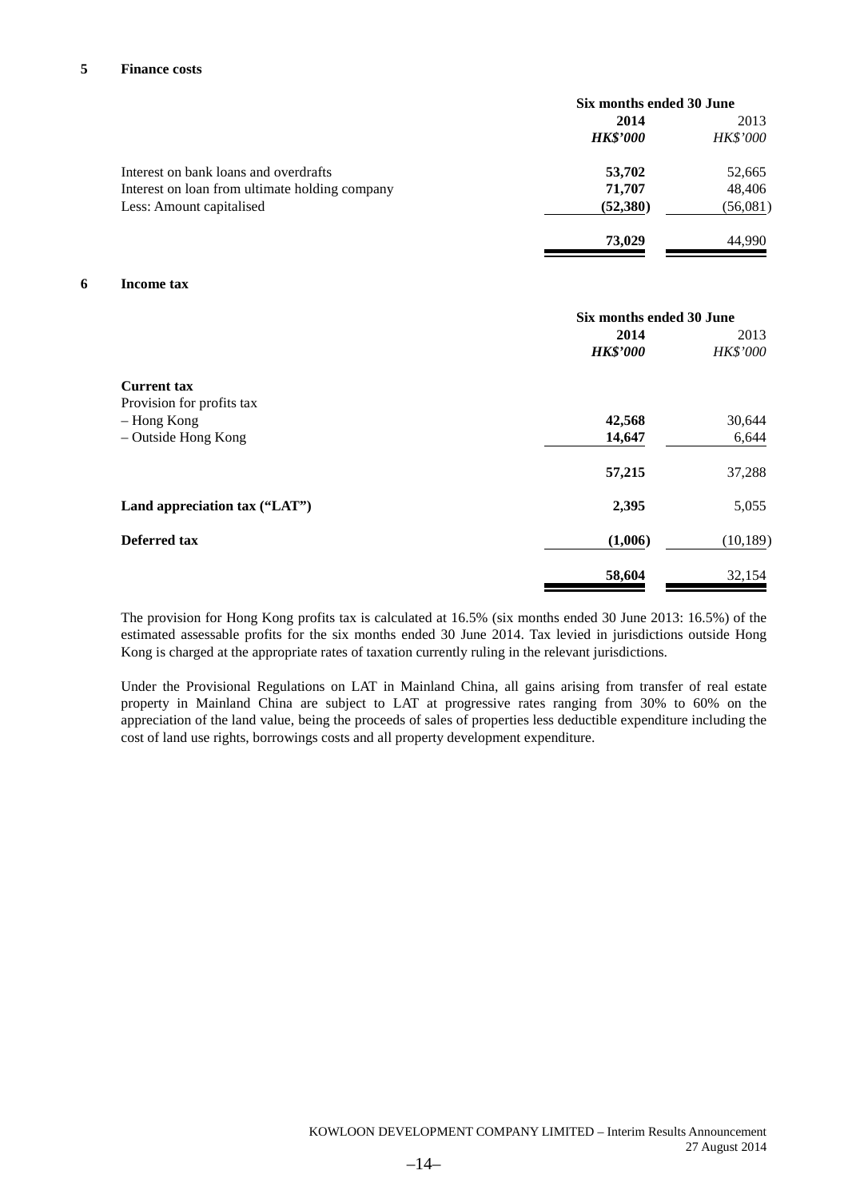## 5 Finance costs

| | Six months ended 30 June | |
|---|---|---|
| | **2014** | 2013 |
| | ***HK$'000*** | *HK$'000* |
| Interest on bank loans and overdrafts | **53,702** | 52,665 |
| Interest on loan from ultimate holding company | **71,707** | 48,406 |
| Less: Amount capitalised | **(52,380)** | (56,081) |
| | **73,029** | 44,990 |

## 6 Income tax

| | Six months ended 30 June | |
|---|---|---|
| | **2014** | 2013 |
| | ***HK$'000*** | *HK$'000* |
| **Current tax** | | |
| Provision for profits tax | | |
| – Hong Kong | **42,568** | 30,644 |
| – Outside Hong Kong | **14,647** | 6,644 |
| | **57,215** | 37,288 |
| **Land appreciation tax ("LAT")** | **2,395** | 5,055 |
| **Deferred tax** | **(1,006)** | (10,189) |
| | **58,604** | 32,154 |

The provision for Hong Kong profits tax is calculated at 16.5% (six months ended 30 June 2013: 16.5%) of the estimated assessable profits for the six months ended 30 June 2014. Tax levied in jurisdictions outside Hong Kong is charged at the appropriate rates of taxation currently ruling in the relevant jurisdictions.

Under the Provisional Regulations on LAT in Mainland China, all gains arising from transfer of real estate property in Mainland China are subject to LAT at progressive rates ranging from 30% to 60% on the appreciation of the land value, being the proceeds of sales of properties less deductible expenditure including the cost of land use rights, borrowings costs and all property development expenditure.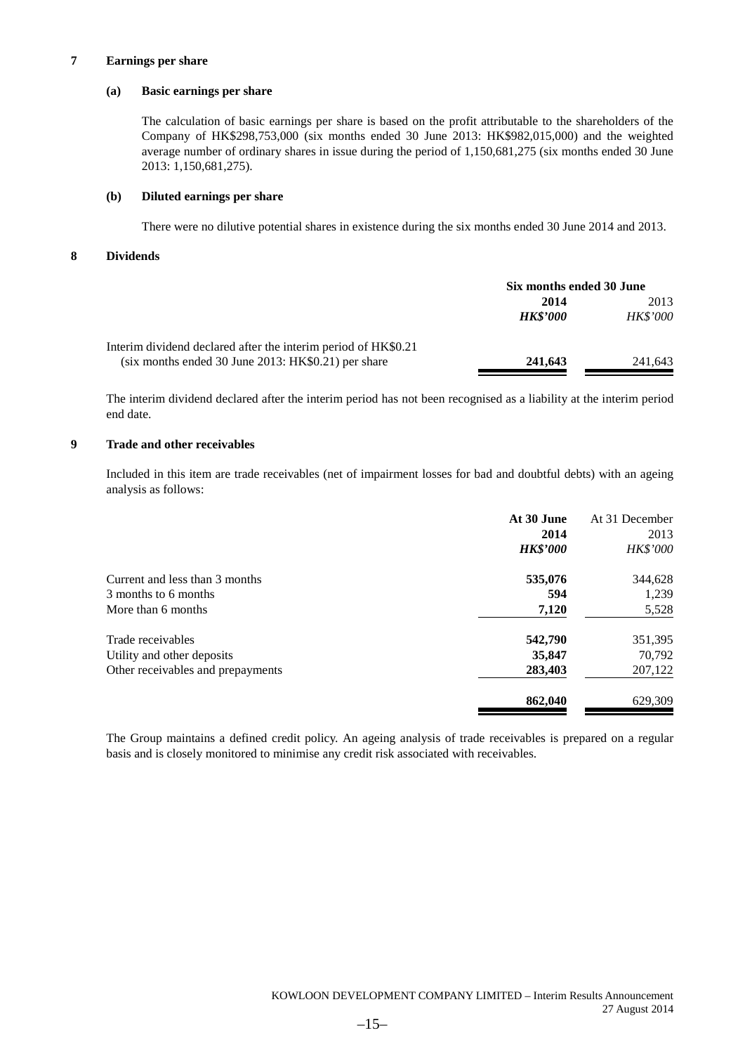## 7 Earnings per share

### (a) Basic earnings per share

The calculation of basic earnings per share is based on the profit attributable to the shareholders of the Company of HK$298,753,000 (six months ended 30 June 2013: HK$982,015,000) and the weighted average number of ordinary shares in issue during the period of 1,150,681,275 (six months ended 30 June 2013: 1,150,681,275).

### (b) Diluted earnings per share

There were no dilutive potential shares in existence during the six months ended 30 June 2014 and 2013.

## 8 Dividends

| | Six months ended 30 June | |
|---|---|---|
| | **2014** | 2013 |
| | ***HK$'000*** | *HK$'000* |
| Interim dividend declared after the interim period of HK$0.21 (six months ended 30 June 2013: HK$0.21) per share | **241,643** | 241,643 |

The interim dividend declared after the interim period has not been recognised as a liability at the interim period end date.

## 9 Trade and other receivables

Included in this item are trade receivables (net of impairment losses for bad and doubtful debts) with an ageing analysis as follows:

| | **At 30 June 2014** | At 31 December 2013 |
|---|---|---|
| | ***HK$'000*** | *HK$'000* |
| Current and less than 3 months | **535,076** | 344,628 |
| 3 months to 6 months | **594** | 1,239 |
| More than 6 months | **7,120** | 5,528 |
| Trade receivables | **542,790** | 351,395 |
| Utility and other deposits | **35,847** | 70,792 |
| Other receivables and prepayments | **283,403** | 207,122 |
| | **862,040** | 629,309 |

The Group maintains a defined credit policy. An ageing analysis of trade receivables is prepared on a regular basis and is closely monitored to minimise any credit risk associated with receivables.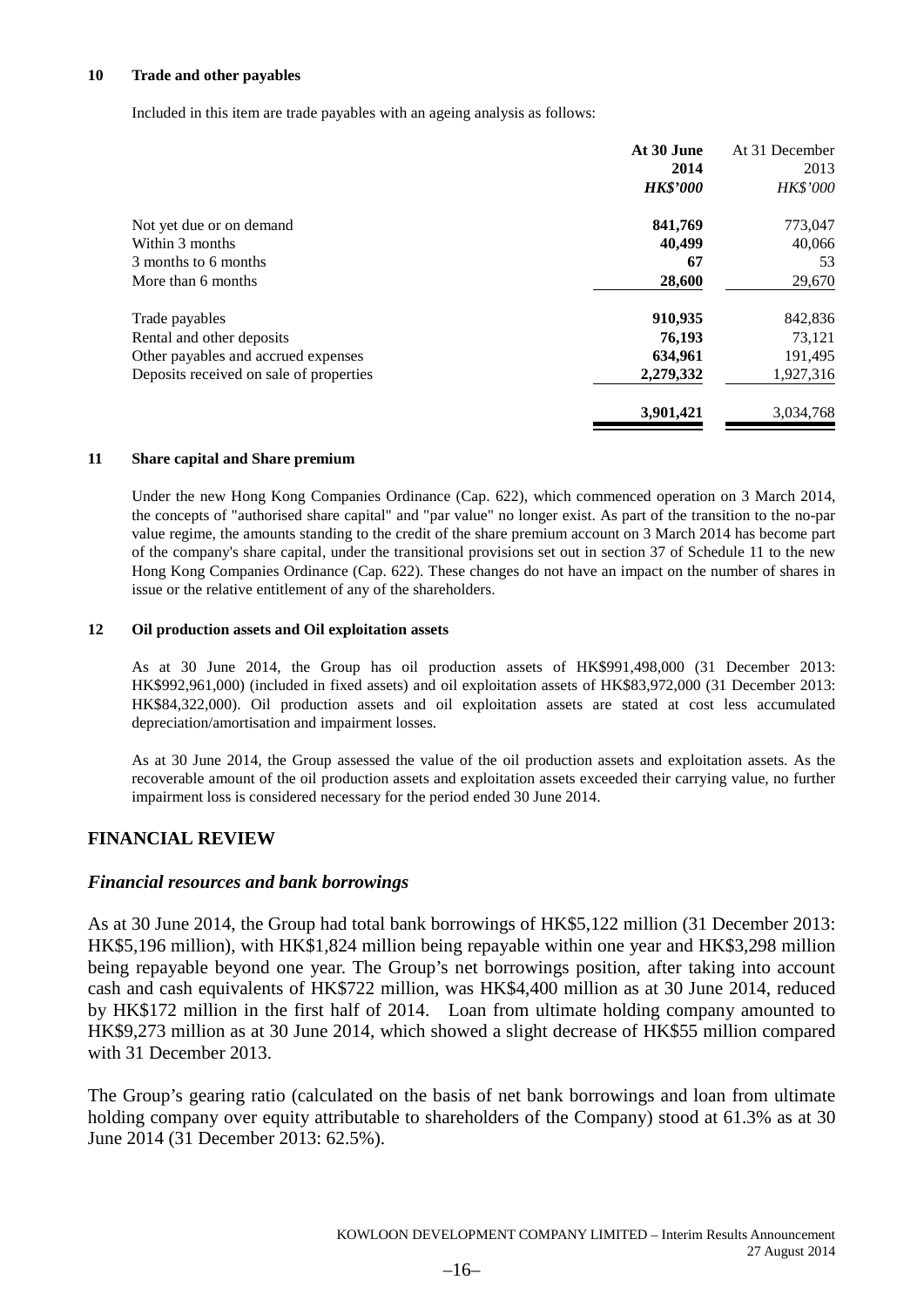**10 Trade and other payables**

Included in this item are trade payables with an ageing analysis as follows:

| | **At 30 June 2014** | At 31 December 2013 |
|---|---|---|
| | ***HK$'000*** | *HK$'000* |
| Not yet due or on demand | **841,769** | 773,047 |
| Within 3 months | **40,499** | 40,066 |
| 3 months to 6 months | **67** | 53 |
| More than 6 months | **28,600** | 29,670 |
| Trade payables | **910,935** | 842,836 |
| Rental and other deposits | **76,193** | 73,121 |
| Other payables and accrued expenses | **634,961** | 191,495 |
| Deposits received on sale of properties | **2,279,332** | 1,927,316 |
| | **3,901,421** | 3,034,768 |

**11 Share capital and Share premium**

Under the new Hong Kong Companies Ordinance (Cap. 622), which commenced operation on 3 March 2014, the concepts of "authorised share capital" and "par value" no longer exist. As part of the transition to the no-par value regime, the amounts standing to the credit of the share premium account on 3 March 2014 has become part of the company's share capital, under the transitional provisions set out in section 37 of Schedule 11 to the new Hong Kong Companies Ordinance (Cap. 622). These changes do not have an impact on the number of shares in issue or the relative entitlement of any of the shareholders.

**12 Oil production assets and Oil exploitation assets**

As at 30 June 2014, the Group has oil production assets of HK$991,498,000 (31 December 2013: HK$992,961,000) (included in fixed assets) and oil exploitation assets of HK$83,972,000 (31 December 2013: HK$84,322,000). Oil production assets and oil exploitation assets are stated at cost less accumulated depreciation/amortisation and impairment losses.

As at 30 June 2014, the Group assessed the value of the oil production assets and exploitation assets. As the recoverable amount of the oil production assets and exploitation assets exceeded their carrying value, no further impairment loss is considered necessary for the period ended 30 June 2014.

## FINANCIAL REVIEW

### *Financial resources and bank borrowings*

As at 30 June 2014, the Group had total bank borrowings of HK$5,122 million (31 December 2013: HK$5,196 million), with HK$1,824 million being repayable within one year and HK$3,298 million being repayable beyond one year. The Group's net borrowings position, after taking into account cash and cash equivalents of HK$722 million, was HK$4,400 million as at 30 June 2014, reduced by HK$172 million in the first half of 2014. Loan from ultimate holding company amounted to HK$9,273 million as at 30 June 2014, which showed a slight decrease of HK$55 million compared with 31 December 2013.

The Group's gearing ratio (calculated on the basis of net bank borrowings and loan from ultimate holding company over equity attributable to shareholders of the Company) stood at 61.3% as at 30 June 2014 (31 December 2013: 62.5%).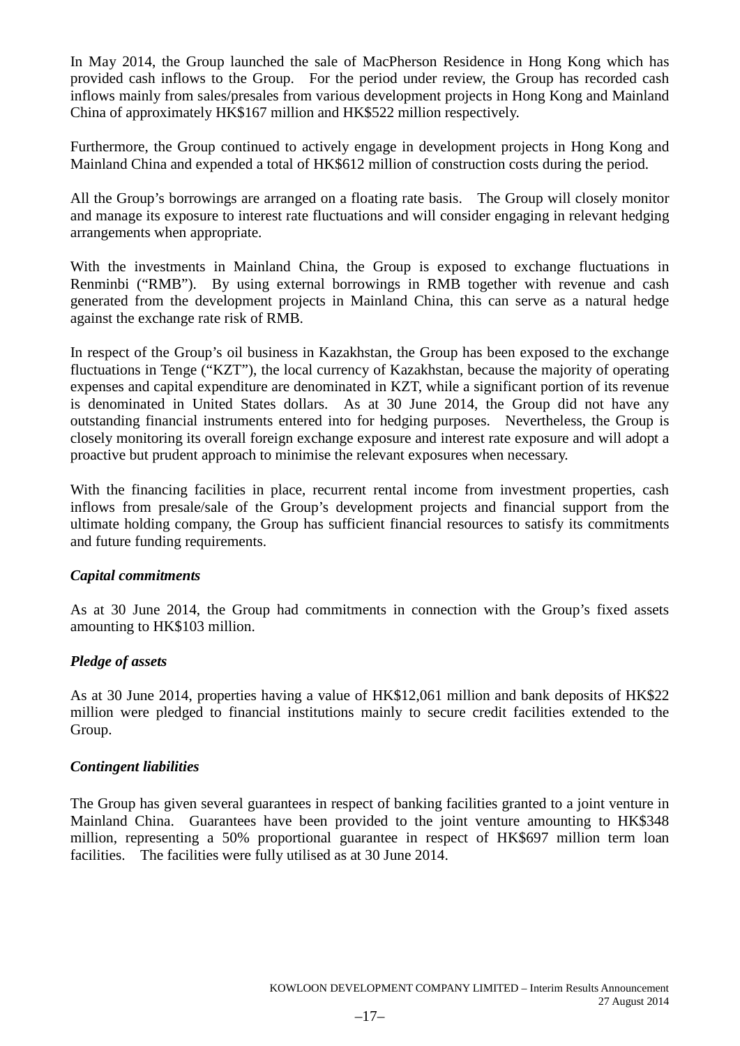In May 2014, the Group launched the sale of MacPherson Residence in Hong Kong which has provided cash inflows to the Group. For the period under review, the Group has recorded cash inflows mainly from sales/presales from various development projects in Hong Kong and Mainland China of approximately HK$167 million and HK$522 million respectively.

Furthermore, the Group continued to actively engage in development projects in Hong Kong and Mainland China and expended a total of HK$612 million of construction costs during the period.

All the Group's borrowings are arranged on a floating rate basis. The Group will closely monitor and manage its exposure to interest rate fluctuations and will consider engaging in relevant hedging arrangements when appropriate.

With the investments in Mainland China, the Group is exposed to exchange fluctuations in Renminbi ("RMB"). By using external borrowings in RMB together with revenue and cash generated from the development projects in Mainland China, this can serve as a natural hedge against the exchange rate risk of RMB.

In respect of the Group's oil business in Kazakhstan, the Group has been exposed to the exchange fluctuations in Tenge ("KZT"), the local currency of Kazakhstan, because the majority of operating expenses and capital expenditure are denominated in KZT, while a significant portion of its revenue is denominated in United States dollars. As at 30 June 2014, the Group did not have any outstanding financial instruments entered into for hedging purposes. Nevertheless, the Group is closely monitoring its overall foreign exchange exposure and interest rate exposure and will adopt a proactive but prudent approach to minimise the relevant exposures when necessary.

With the financing facilities in place, recurrent rental income from investment properties, cash inflows from presale/sale of the Group's development projects and financial support from the ultimate holding company, the Group has sufficient financial resources to satisfy its commitments and future funding requirements.

***Capital commitments***

As at 30 June 2014, the Group had commitments in connection with the Group's fixed assets amounting to HK$103 million.

***Pledge of assets***

As at 30 June 2014, properties having a value of HK$12,061 million and bank deposits of HK$22 million were pledged to financial institutions mainly to secure credit facilities extended to the Group.

***Contingent liabilities***

The Group has given several guarantees in respect of banking facilities granted to a joint venture in Mainland China. Guarantees have been provided to the joint venture amounting to HK$348 million, representing a 50% proportional guarantee in respect of HK$697 million term loan facilities. The facilities were fully utilised as at 30 June 2014.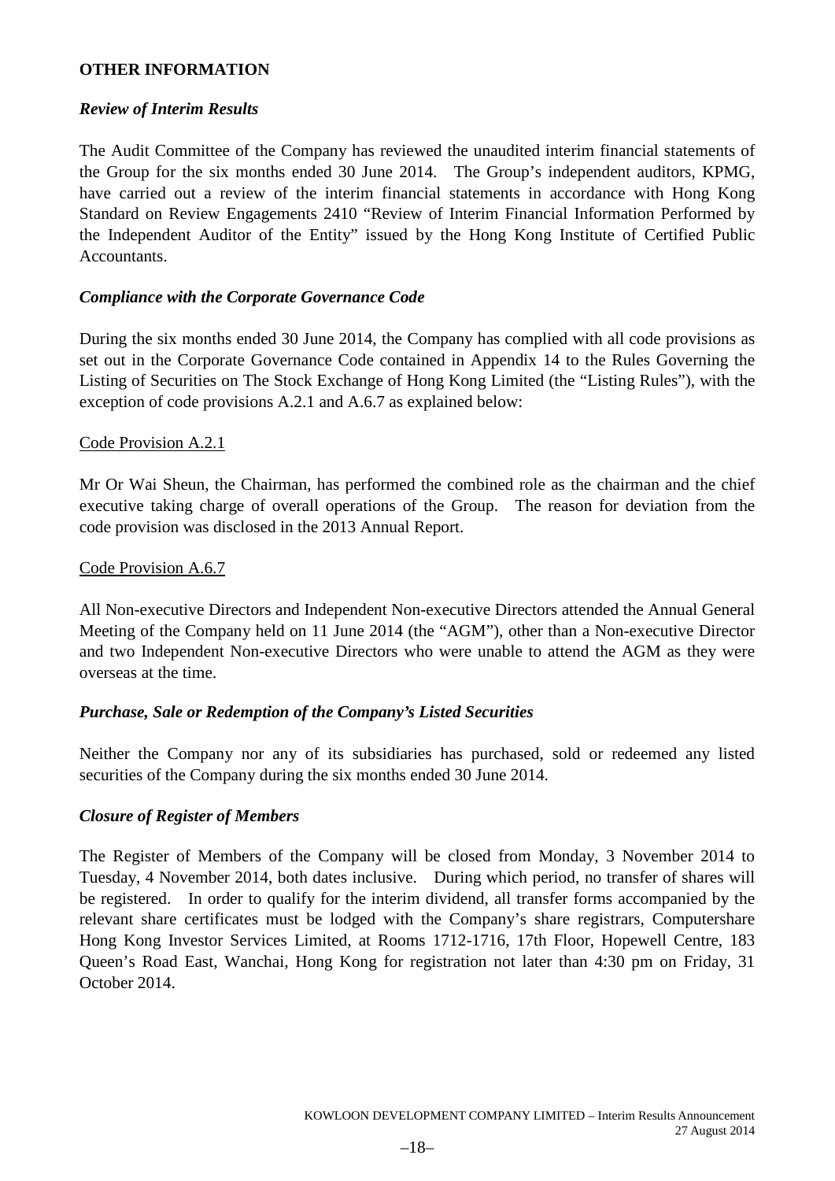## OTHER INFORMATION

### *Review of Interim Results*

The Audit Committee of the Company has reviewed the unaudited interim financial statements of the Group for the six months ended 30 June 2014. The Group's independent auditors, KPMG, have carried out a review of the interim financial statements in accordance with Hong Kong Standard on Review Engagements 2410 "Review of Interim Financial Information Performed by the Independent Auditor of the Entity" issued by the Hong Kong Institute of Certified Public Accountants.

### *Compliance with the Corporate Governance Code*

During the six months ended 30 June 2014, the Company has complied with all code provisions as set out in the Corporate Governance Code contained in Appendix 14 to the Rules Governing the Listing of Securities on The Stock Exchange of Hong Kong Limited (the "Listing Rules"), with the exception of code provisions A.2.1 and A.6.7 as explained below:

<u>Code Provision A.2.1</u>

Mr Or Wai Sheun, the Chairman, has performed the combined role as the chairman and the chief executive taking charge of overall operations of the Group. The reason for deviation from the code provision was disclosed in the 2013 Annual Report.

<u>Code Provision A.6.7</u>

All Non-executive Directors and Independent Non-executive Directors attended the Annual General Meeting of the Company held on 11 June 2014 (the "AGM"), other than a Non-executive Director and two Independent Non-executive Directors who were unable to attend the AGM as they were overseas at the time.

### *Purchase, Sale or Redemption of the Company's Listed Securities*

Neither the Company nor any of its subsidiaries has purchased, sold or redeemed any listed securities of the Company during the six months ended 30 June 2014.

### *Closure of Register of Members*

The Register of Members of the Company will be closed from Monday, 3 November 2014 to Tuesday, 4 November 2014, both dates inclusive. During which period, no transfer of shares will be registered. In order to qualify for the interim dividend, all transfer forms accompanied by the relevant share certificates must be lodged with the Company's share registrars, Computershare Hong Kong Investor Services Limited, at Rooms 1712-1716, 17th Floor, Hopewell Centre, 183 Queen's Road East, Wanchai, Hong Kong for registration not later than 4:30 pm on Friday, 31 October 2014.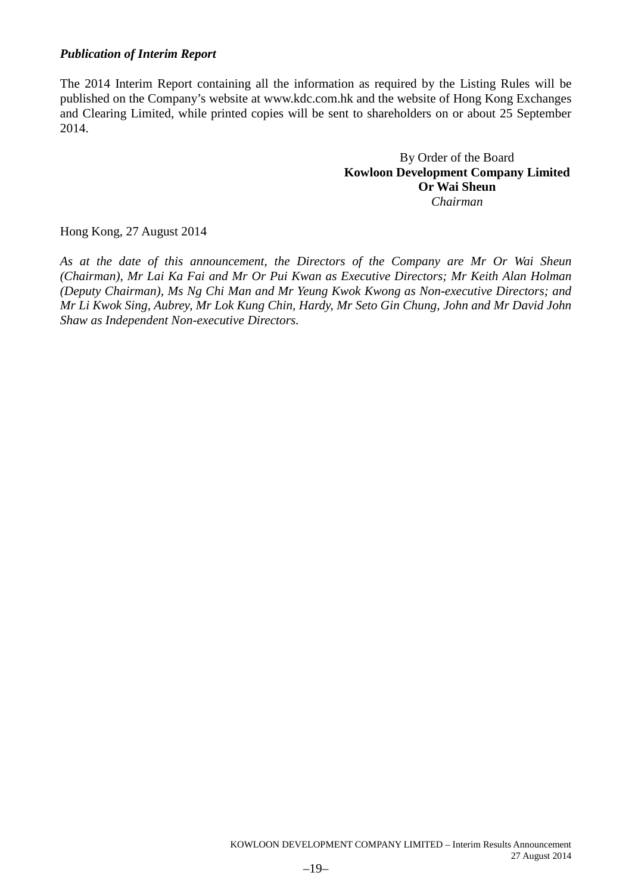***Publication of Interim Report***

The 2014 Interim Report containing all the information as required by the Listing Rules will be published on the Company's website at www.kdc.com.hk and the website of Hong Kong Exchanges and Clearing Limited, while printed copies will be sent to shareholders on or about 25 September 2014.

By Order of the Board
**Kowloon Development Company Limited**
**Or Wai Sheun**
*Chairman*

Hong Kong, 27 August 2014

*As at the date of this announcement, the Directors of the Company are Mr Or Wai Sheun (Chairman), Mr Lai Ka Fai and Mr Or Pui Kwan as Executive Directors; Mr Keith Alan Holman (Deputy Chairman), Ms Ng Chi Man and Mr Yeung Kwok Kwong as Non-executive Directors; and Mr Li Kwok Sing, Aubrey, Mr Lok Kung Chin, Hardy, Mr Seto Gin Chung, John and Mr David John Shaw as Independent Non-executive Directors.*